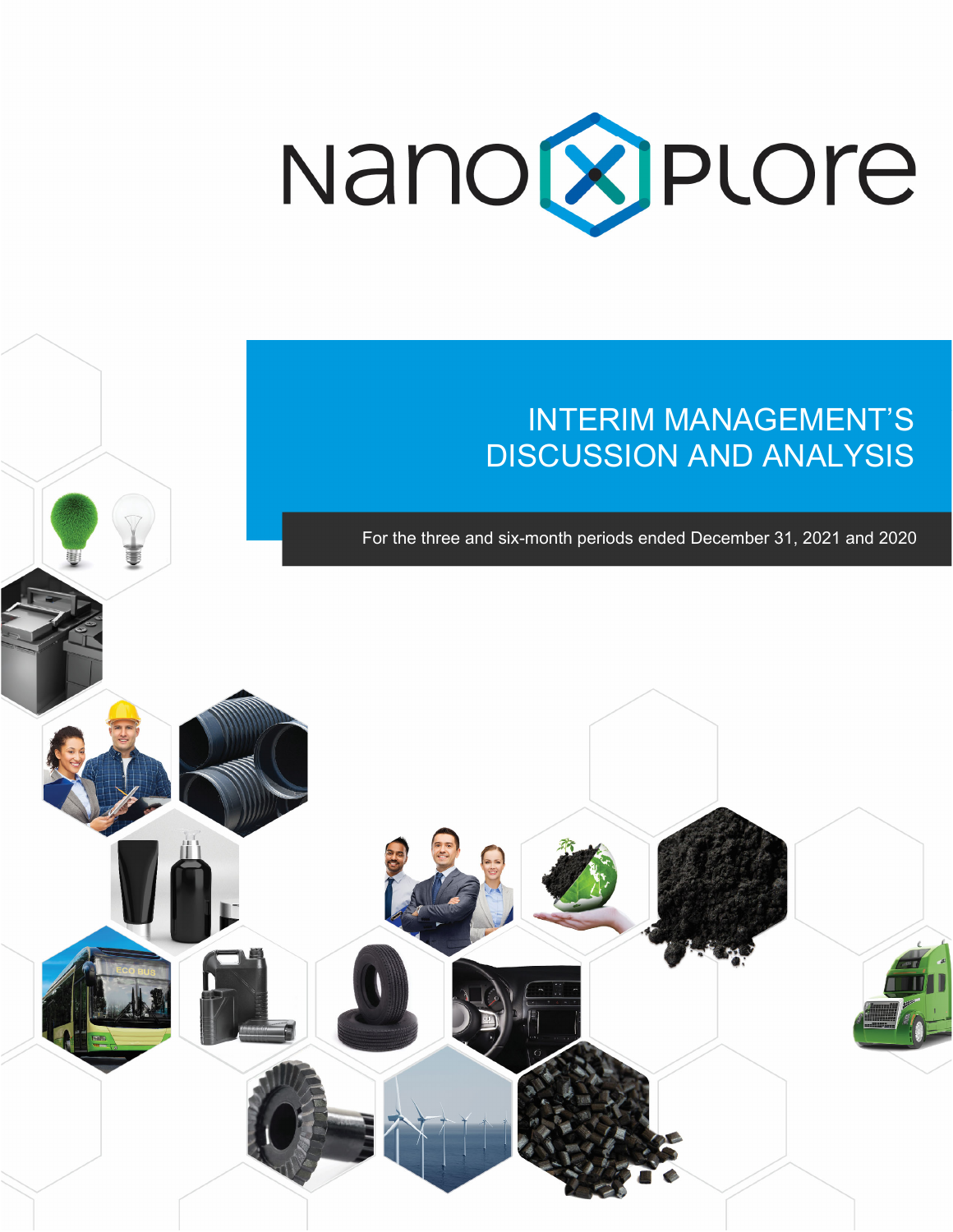# NanoXplore

## INTERIM MANAGEMENT'S DISCUSSION AND ANALYSIS

For the three and six-month periods ended December 31, 2021 and 2020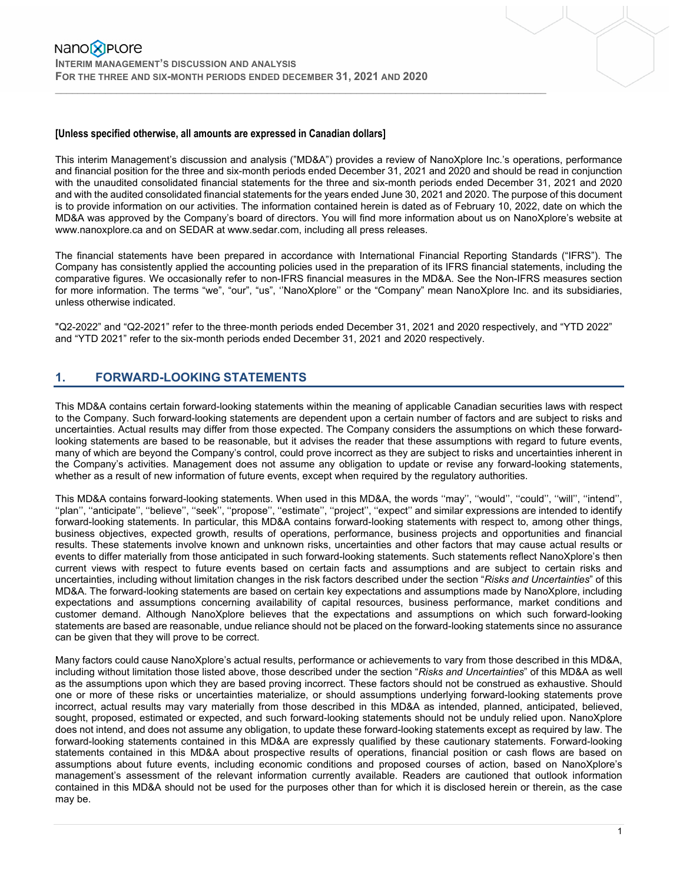**[Unless specified otherwise, all amounts are expressed in Canadian dollars]**

This interim Management's discussion and analysis ("MD&A") provides a review of NanoXplore Inc.'s operations, performance and financial position for the three and six-month periods ended December 31, 2021 and 2020 and should be read in conjunction with the unaudited consolidated financial statements for the three and six-month periods ended December 31, 2021 and 2020 and with the audited consolidated financial statements for the years ended June 30, 2021 and 2020. The purpose of this document is to provide information on our activities. The information contained herein is dated as of February 10, 2022, date on which the MD&A was approved by the Company's board of directors. You will find more information about us on NanoXplore's website at www.nanoxplore.ca and on SEDAR at www.sedar.com, including all press releases.

The financial statements have been prepared in accordance with International Financial Reporting Standards ("IFRS"). The Company has consistently applied the accounting policies used in the preparation of its IFRS financial statements, including the comparative figures. We occasionally refer to non-IFRS financial measures in the MD&A. See the Non-IFRS measures section for more information. The terms "we", "our", "us", ''NanoXplore'' or the "Company" mean NanoXplore Inc. and its subsidiaries, unless otherwise indicated.

"Q2-2022" and "Q2-2021" refer to the three-month periods ended December 31, 2021 and 2020 respectively, and "YTD 2022" and "YTD 2021" refer to the six-month periods ended December 31, 2021 and 2020 respectively.

## 1. FORWARD-LOOKING STATEMENTS

This MD&A contains certain forward-looking statements within the meaning of applicable Canadian securities laws with respect to the Company. Such forward-looking statements are dependent upon a certain number of factors and are subject to risks and uncertainties. Actual results may differ from those expected. The Company considers the assumptions on which these forward-looking statements are based to be reasonable, but it advises the reader that these assumptions with regard to future events, many of which are beyond the Company's control, could prove incorrect as they are subject to risks and uncertainties inherent in the Company's activities. Management does not assume any obligation to update or revise any forward-looking statements, whether as a result of new information of future events, except when required by the regulatory authorities.

This MD&A contains forward-looking statements. When used in this MD&A, the words ''may'', ''would'', ''could'', ''will'', ''intend'', ''plan'', ''anticipate'', ''believe'', ''seek'', ''propose'', ''estimate'', ''project'', ''expect'' and similar expressions are intended to identify forward-looking statements. In particular, this MD&A contains forward-looking statements with respect to, among other things, business objectives, expected growth, results of operations, performance, business projects and opportunities and financial results. These statements involve known and unknown risks, uncertainties and other factors that may cause actual results or events to differ materially from those anticipated in such forward-looking statements. Such statements reflect NanoXplore's then current views with respect to future events based on certain facts and assumptions and are subject to certain risks and uncertainties, including without limitation changes in the risk factors described under the section "*Risks and Uncertainties*" of this MD&A. The forward-looking statements are based on certain key expectations and assumptions made by NanoXplore, including expectations and assumptions concerning availability of capital resources, business performance, market conditions and customer demand. Although NanoXplore believes that the expectations and assumptions on which such forward-looking statements are based are reasonable, undue reliance should not be placed on the forward-looking statements since no assurance can be given that they will prove to be correct.

Many factors could cause NanoXplore's actual results, performance or achievements to vary from those described in this MD&A, including without limitation those listed above, those described under the section "*Risks and Uncertainties*" of this MD&A as well as the assumptions upon which they are based proving incorrect. These factors should not be construed as exhaustive. Should one or more of these risks or uncertainties materialize, or should assumptions underlying forward-looking statements prove incorrect, actual results may vary materially from those described in this MD&A as intended, planned, anticipated, believed, sought, proposed, estimated or expected, and such forward-looking statements should not be unduly relied upon. NanoXplore does not intend, and does not assume any obligation, to update these forward-looking statements except as required by law. The forward-looking statements contained in this MD&A are expressly qualified by these cautionary statements. Forward-looking statements contained in this MD&A about prospective results of operations, financial position or cash flows are based on assumptions about future events, including economic conditions and proposed courses of action, based on NanoXplore's management's assessment of the relevant information currently available. Readers are cautioned that outlook information contained in this MD&A should not be used for the purposes other than for which it is disclosed herein or therein, as the case may be.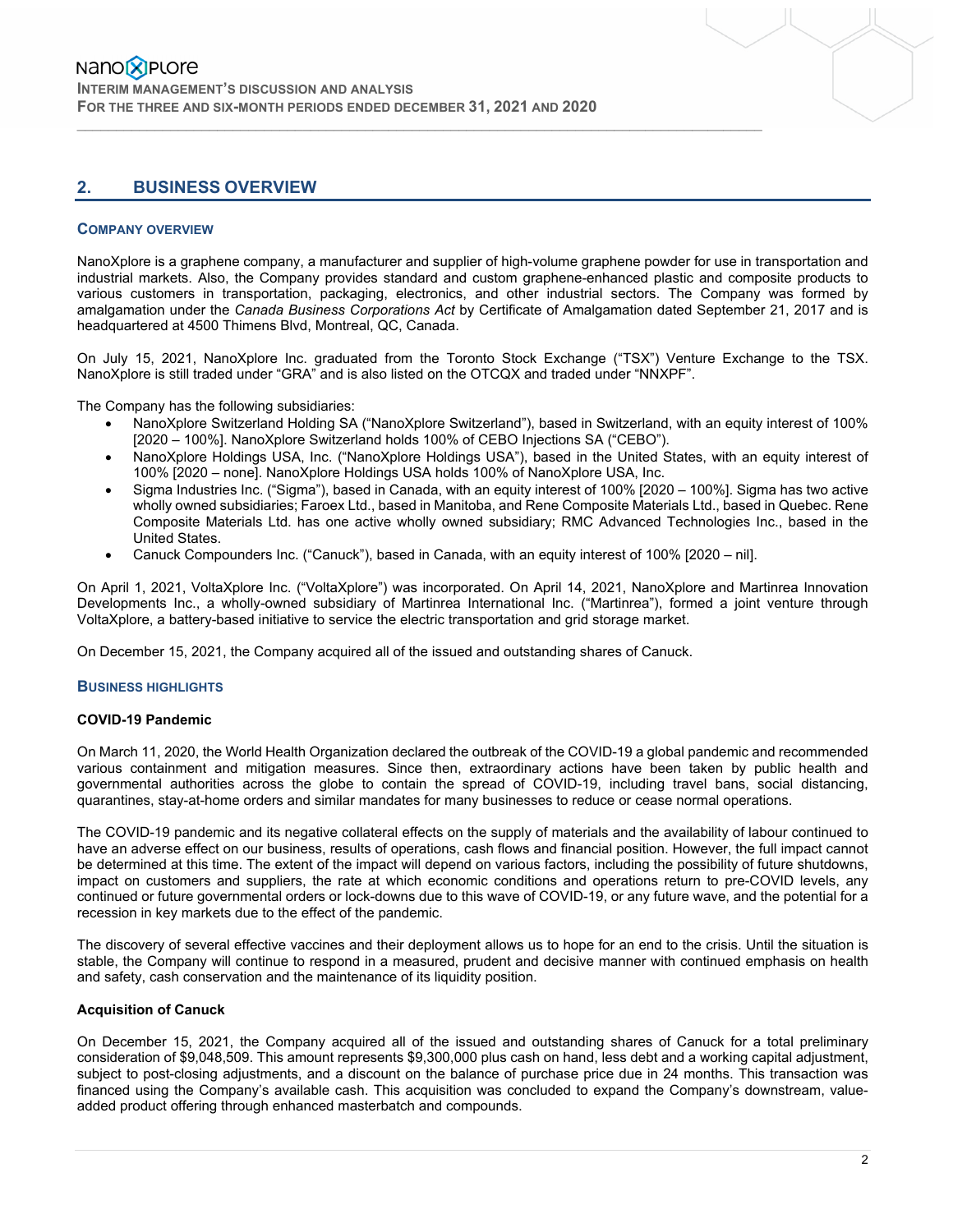## 2. BUSINESS OVERVIEW

### COMPANY OVERVIEW

NanoXplore is a graphene company, a manufacturer and supplier of high-volume graphene powder for use in transportation and industrial markets. Also, the Company provides standard and custom graphene-enhanced plastic and composite products to various customers in transportation, packaging, electronics, and other industrial sectors. The Company was formed by amalgamation under the *Canada Business Corporations Act* by Certificate of Amalgamation dated September 21, 2017 and is headquartered at 4500 Thimens Blvd, Montreal, QC, Canada.

On July 15, 2021, NanoXplore Inc. graduated from the Toronto Stock Exchange ("TSX") Venture Exchange to the TSX. NanoXplore is still traded under "GRA" and is also listed on the OTCQX and traded under "NNXPF".

The Company has the following subsidiaries:

- NanoXplore Switzerland Holding SA ("NanoXplore Switzerland"), based in Switzerland, with an equity interest of 100% [2020 – 100%]. NanoXplore Switzerland holds 100% of CEBO Injections SA ("CEBO").
- NanoXplore Holdings USA, Inc. ("NanoXplore Holdings USA"), based in the United States, with an equity interest of 100% [2020 – none]. NanoXplore Holdings USA holds 100% of NanoXplore USA, Inc.
- Sigma Industries Inc. ("Sigma"), based in Canada, with an equity interest of 100% [2020 – 100%]. Sigma has two active wholly owned subsidiaries; Faroex Ltd., based in Manitoba, and Rene Composite Materials Ltd., based in Quebec. Rene Composite Materials Ltd. has one active wholly owned subsidiary; RMC Advanced Technologies Inc., based in the United States.
- Canuck Compounders Inc. ("Canuck"), based in Canada, with an equity interest of 100% [2020 – nil].

On April 1, 2021, VoltaXplore Inc. ("VoltaXplore") was incorporated. On April 14, 2021, NanoXplore and Martinrea Innovation Developments Inc., a wholly-owned subsidiary of Martinrea International Inc. ("Martinrea"), formed a joint venture through VoltaXplore, a battery-based initiative to service the electric transportation and grid storage market.

On December 15, 2021, the Company acquired all of the issued and outstanding shares of Canuck.

### BUSINESS HIGHLIGHTS

**COVID-19 Pandemic**

On March 11, 2020, the World Health Organization declared the outbreak of the COVID-19 a global pandemic and recommended various containment and mitigation measures. Since then, extraordinary actions have been taken by public health and governmental authorities across the globe to contain the spread of COVID-19, including travel bans, social distancing, quarantines, stay-at-home orders and similar mandates for many businesses to reduce or cease normal operations.

The COVID-19 pandemic and its negative collateral effects on the supply of materials and the availability of labour continued to have an adverse effect on our business, results of operations, cash flows and financial position. However, the full impact cannot be determined at this time. The extent of the impact will depend on various factors, including the possibility of future shutdowns, impact on customers and suppliers, the rate at which economic conditions and operations return to pre-COVID levels, any continued or future governmental orders or lock-downs due to this wave of COVID-19, or any future wave, and the potential for a recession in key markets due to the effect of the pandemic.

The discovery of several effective vaccines and their deployment allows us to hope for an end to the crisis. Until the situation is stable, the Company will continue to respond in a measured, prudent and decisive manner with continued emphasis on health and safety, cash conservation and the maintenance of its liquidity position.

**Acquisition of Canuck**

On December 15, 2021, the Company acquired all of the issued and outstanding shares of Canuck for a total preliminary consideration of $9,048,509. This amount represents $9,300,000 plus cash on hand, less debt and a working capital adjustment, subject to post-closing adjustments, and a discount on the balance of purchase price due in 24 months. This transaction was financed using the Company's available cash. This acquisition was concluded to expand the Company's downstream, value-added product offering through enhanced masterbatch and compounds.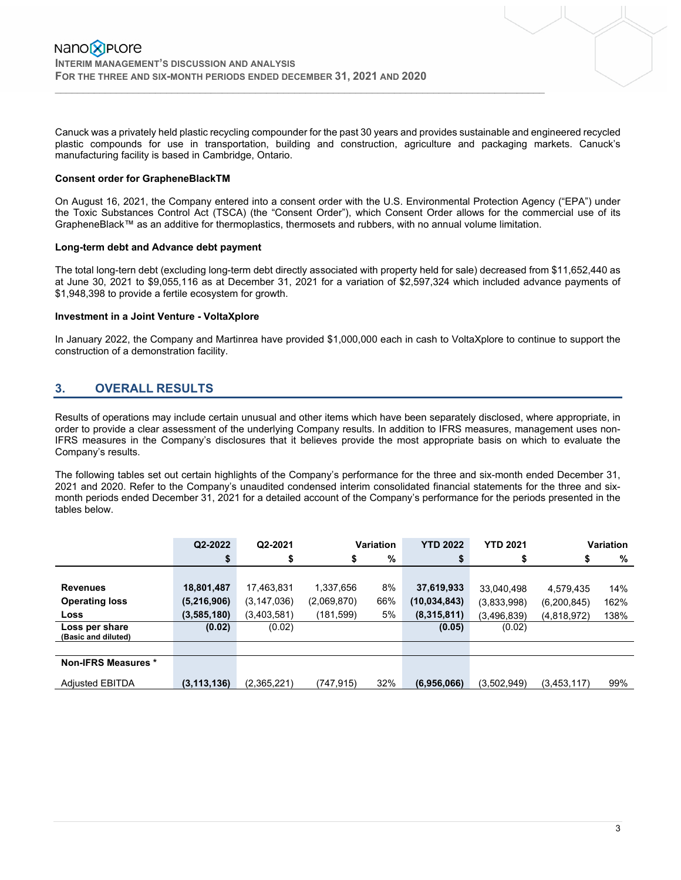Canuck was a privately held plastic recycling compounder for the past 30 years and provides sustainable and engineered recycled plastic compounds for use in transportation, building and construction, agriculture and packaging markets. Canuck's manufacturing facility is based in Cambridge, Ontario.

**Consent order for GrapheneBlackTM**

On August 16, 2021, the Company entered into a consent order with the U.S. Environmental Protection Agency ("EPA") under the Toxic Substances Control Act (TSCA) (the "Consent Order"), which Consent Order allows for the commercial use of its GrapheneBlack™ as an additive for thermoplastics, thermosets and rubbers, with no annual volume limitation.

**Long-term debt and Advance debt payment**

The total long-tern debt (excluding long-term debt directly associated with property held for sale) decreased from $11,652,440 as at June 30, 2021 to $9,055,116 as at December 31, 2021 for a variation of $2,597,324 which included advance payments of $1,948,398 to provide a fertile ecosystem for growth.

**Investment in a Joint Venture - VoltaXplore**

In January 2022, the Company and Martinrea have provided $1,000,000 each in cash to VoltaXplore to continue to support the construction of a demonstration facility.

## 3. OVERALL RESULTS

Results of operations may include certain unusual and other items which have been separately disclosed, where appropriate, in order to provide a clear assessment of the underlying Company results. In addition to IFRS measures, management uses non-IFRS measures in the Company's disclosures that it believes provide the most appropriate basis on which to evaluate the Company's results.

The following tables set out certain highlights of the Company's performance for the three and six-month ended December 31, 2021 and 2020. Refer to the Company's unaudited condensed interim consolidated financial statements for the three and six-month periods ended December 31, 2021 for a detailed account of the Company's performance for the periods presented in the tables below.

| | Q2-2022 | Q2-2021 | Variation | | YTD 2022 | YTD 2021 | Variation | |
|---|---|---|---|---|---|---|---|---|
| | $ | $ | $ | % | $ | $ | $ | % |
| **Revenues** | **18,801,487** | 17,463,831 | 1,337,656 | 8% | **37,619,933** | 33,040,498 | 4,579,435 | 14% |
| **Operating loss** | **(5,216,906)** | (3,147,036) | (2,069,870) | 66% | **(10,034,843)** | (3,833,998) | (6,200,845) | 162% |
| **Loss** | **(3,585,180)** | (3,403,581) | (181,599) | 5% | **(8,315,811)** | (3,496,839) | (4,818,972) | 138% |
| **Loss per share** (Basic and diluted) | **(0.02)** | (0.02) | | | **(0.05)** | (0.02) | | |
| **Non-IFRS Measures \*** | | | | | | | | |
| Adjusted EBITDA | **(3,113,136)** | (2,365,221) | (747,915) | 32% | **(6,956,066)** | (3,502,949) | (3,453,117) | 99% |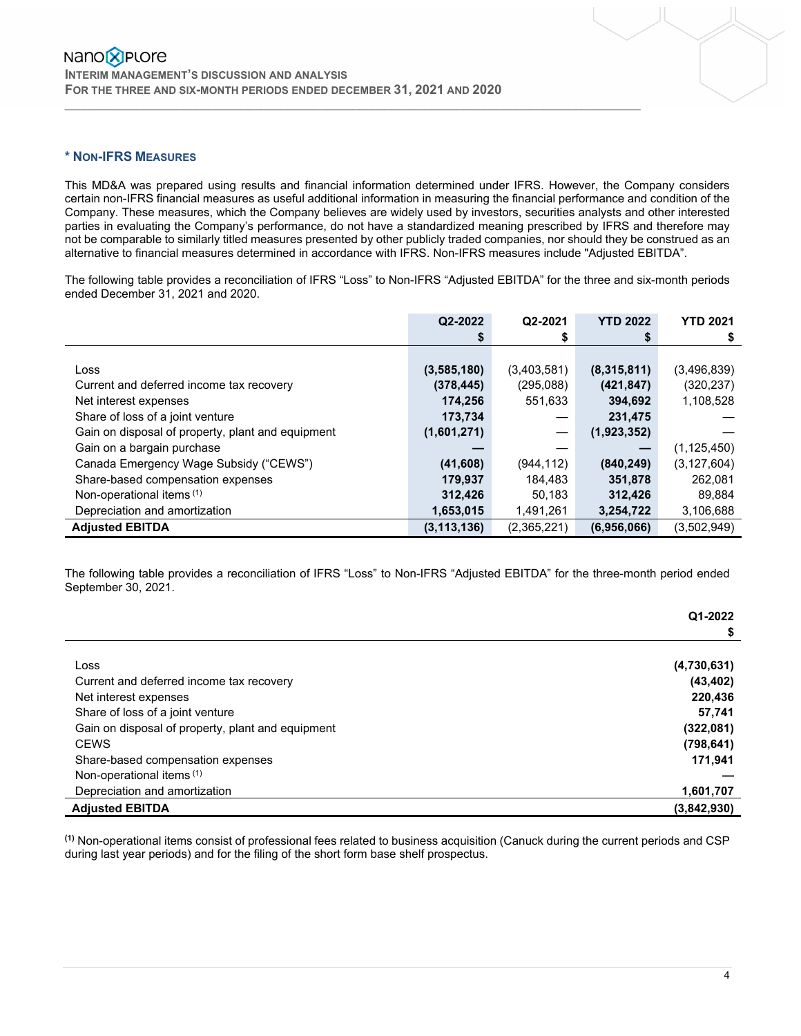## * Non-IFRS Measures

This MD&A was prepared using results and financial information determined under IFRS. However, the Company considers certain non-IFRS financial measures as useful additional information in measuring the financial performance and condition of the Company. These measures, which the Company believes are widely used by investors, securities analysts and other interested parties in evaluating the Company's performance, do not have a standardized meaning prescribed by IFRS and therefore may not be comparable to similarly titled measures presented by other publicly traded companies, nor should they be construed as an alternative to financial measures determined in accordance with IFRS. Non-IFRS measures include "Adjusted EBITDA".

The following table provides a reconciliation of IFRS "Loss" to Non-IFRS "Adjusted EBITDA" for the three and six-month periods ended December 31, 2021 and 2020.

| | Q2-2022 $ | Q2-2021 $ | YTD 2022 $ | YTD 2021 $ |
|---|---|---|---|---|
| Loss | **(3,585,180)** | (3,403,581) | **(8,315,811)** | (3,496,839) |
| Current and deferred income tax recovery | **(378,445)** | (295,088) | **(421,847)** | (320,237) |
| Net interest expenses | **174,256** | 551,633 | **394,692** | 1,108,528 |
| Share of loss of a joint venture | **173,734** | — | **231,475** | — |
| Gain on disposal of property, plant and equipment | **(1,601,271)** | — | **(1,923,352)** | — |
| Gain on a bargain purchase | **—** | — | **—** | (1,125,450) |
| Canada Emergency Wage Subsidy ("CEWS") | **(41,608)** | (944,112) | **(840,249)** | (3,127,604) |
| Share-based compensation expenses | **179,937** | 184,483 | **351,878** | 262,081 |
| Non-operational items [(1)] | **312,426** | 50,183 | **312,426** | 89,884 |
| Depreciation and amortization | **1,653,015** | 1,491,261 | **3,254,722** | 3,106,688 |
| **Adjusted EBITDA** | **(3,113,136)** | (2,365,221) | **(6,956,066)** | (3,502,949) |

The following table provides a reconciliation of IFRS "Loss" to Non-IFRS "Adjusted EBITDA" for the three-month period ended September 30, 2021.

| | Q1-2022 $ |
|---|---|
| Loss | **(4,730,631)** |
| Current and deferred income tax recovery | **(43,402)** |
| Net interest expenses | **220,436** |
| Share of loss of a joint venture | **57,741** |
| Gain on disposal of property, plant and equipment | **(322,081)** |
| CEWS | **(798,641)** |
| Share-based compensation expenses | **171,941** |
| Non-operational items [(1)] | **—** |
| Depreciation and amortization | **1,601,707** |
| **Adjusted EBITDA** | **(3,842,930)** |

[(1)] Non-operational items consist of professional fees related to business acquisition (Canuck during the current periods and CSP during last year periods) and for the filing of the short form base shelf prospectus.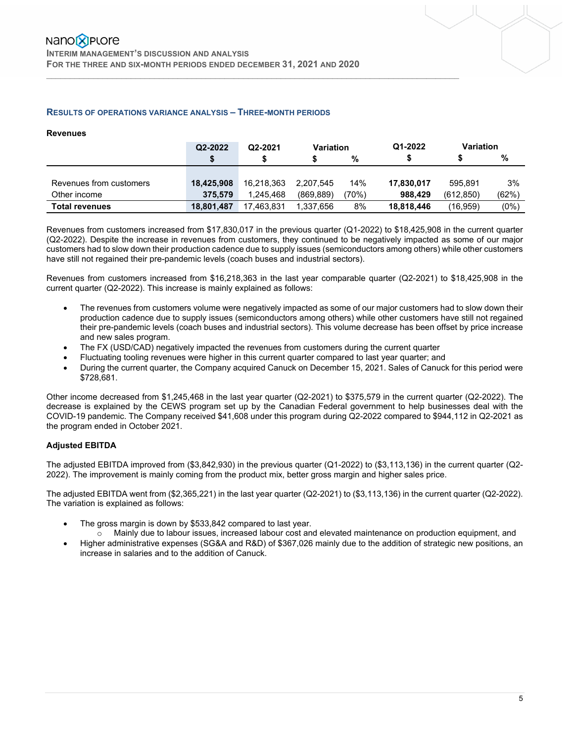## Results of operations variance analysis – Three-month periods

### Revenues

| | Q2-2022 | Q2-2021 | Variation | | Q1-2022 | Variation | |
|---|---|---|---|---|---|---|---|
| | $ | $ | $ | % | $ | $ | % |
| Revenues from customers | **18,425,908** | 16,218,363 | 2,207,545 | 14% | **17,830,017** | 595,891 | 3% |
| Other income | **375,579** | 1,245,468 | (869,889) | (70%) | **988,429** | (612,850) | (62%) |
| **Total revenues** | **18,801,487** | 17,463,831 | 1,337,656 | 8% | **18,818,446** | (16,959) | (0%) |

Revenues from customers increased from $17,830,017 in the previous quarter (Q1-2022) to $18,425,908 in the current quarter (Q2-2022). Despite the increase in revenues from customers, they continued to be negatively impacted as some of our major customers had to slow down their production cadence due to supply issues (semiconductors among others) while other customers have still not regained their pre-pandemic levels (coach buses and industrial sectors).

Revenues from customers increased from $16,218,363 in the last year comparable quarter (Q2-2021) to $18,425,908 in the current quarter (Q2-2022). This increase is mainly explained as follows:

- The revenues from customers volume were negatively impacted as some of our major customers had to slow down their production cadence due to supply issues (semiconductors among others) while other customers have still not regained their pre-pandemic levels (coach buses and industrial sectors). This volume decrease has been offset by price increase and new sales program.
- The FX (USD/CAD) negatively impacted the revenues from customers during the current quarter
- Fluctuating tooling revenues were higher in this current quarter compared to last year quarter; and
- During the current quarter, the Company acquired Canuck on December 15, 2021. Sales of Canuck for this period were $728,681.

Other income decreased from $1,245,468 in the last year quarter (Q2-2021) to $375,579 in the current quarter (Q2-2022). The decrease is explained by the CEWS program set up by the Canadian Federal government to help businesses deal with the COVID-19 pandemic. The Company received $41,608 under this program during Q2-2022 compared to $944,112 in Q2-2021 as the program ended in October 2021.

### Adjusted EBITDA

The adjusted EBITDA improved from ($3,842,930) in the previous quarter (Q1-2022) to ($3,113,136) in the current quarter (Q2-2022). The improvement is mainly coming from the product mix, better gross margin and higher sales price.

The adjusted EBITDA went from ($2,365,221) in the last year quarter (Q2-2021) to ($3,113,136) in the current quarter (Q2-2022). The variation is explained as follows:

- The gross margin is down by $533,842 compared to last year.
  - Mainly due to labour issues, increased labour cost and elevated maintenance on production equipment, and
- Higher administrative expenses (SG&A and R&D) of $367,026 mainly due to the addition of strategic new positions, an increase in salaries and to the addition of Canuck.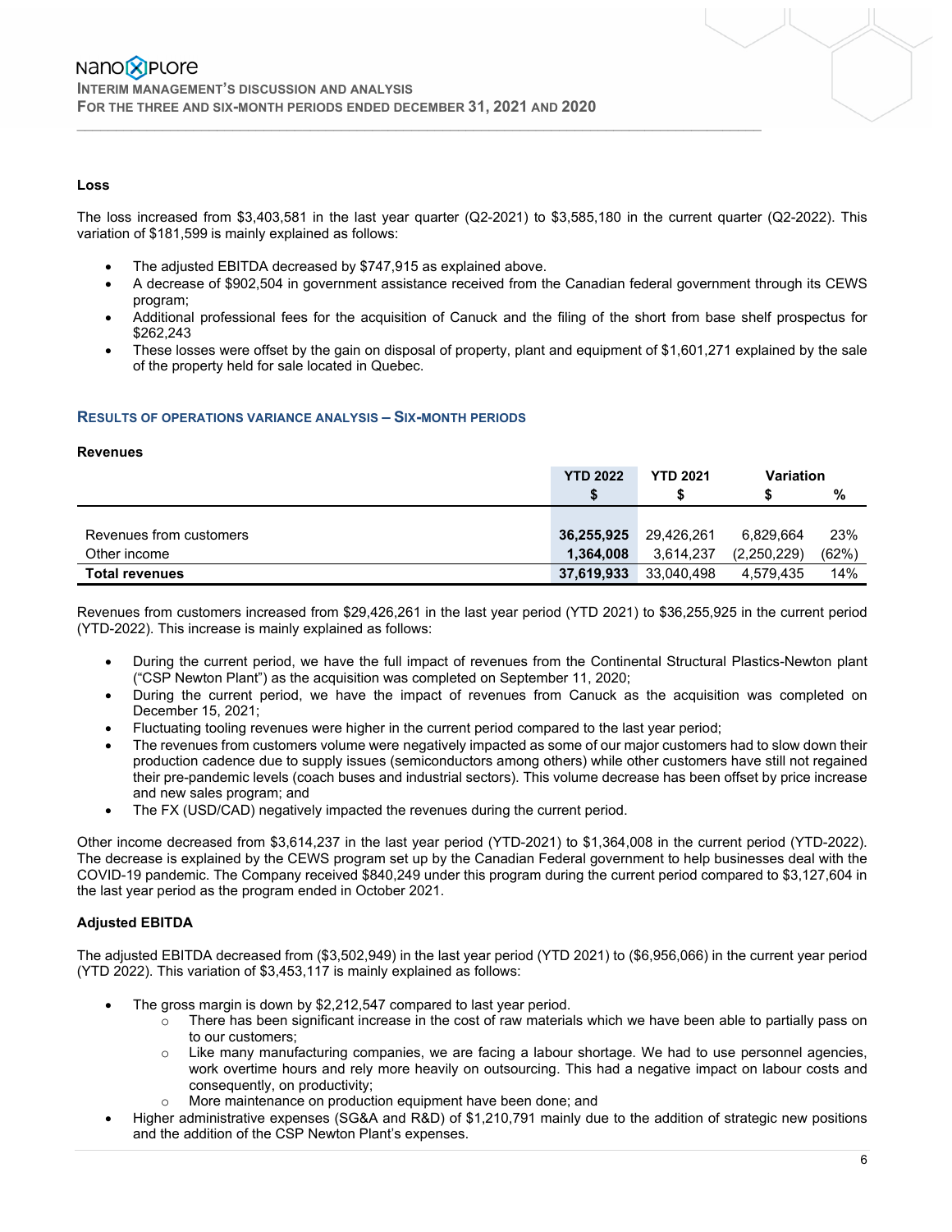**Loss**

The loss increased from $3,403,581 in the last year quarter (Q2-2021) to $3,585,180 in the current quarter (Q2-2022). This variation of $181,599 is mainly explained as follows:

- The adjusted EBITDA decreased by $747,915 as explained above.
- A decrease of $902,504 in government assistance received from the Canadian federal government through its CEWS program;
- Additional professional fees for the acquisition of Canuck and the filing of the short from base shelf prospectus for $262,243
- These losses were offset by the gain on disposal of property, plant and equipment of $1,601,271 explained by the sale of the property held for sale located in Quebec.

## RESULTS OF OPERATIONS VARIANCE ANALYSIS – SIX-MONTH PERIODS

**Revenues**

| | YTD 2022 | YTD 2021 | Variation | |
|---|---|---|---|---|
| | $ | $ | $ | % |
| Revenues from customers | **36,255,925** | 29,426,261 | 6,829,664 | 23% |
| Other income | **1,364,008** | 3,614,237 | (2,250,229) | (62%) |
| **Total revenues** | **37,619,933** | 33,040,498 | 4,579,435 | 14% |

Revenues from customers increased from $29,426,261 in the last year period (YTD 2021) to $36,255,925 in the current period (YTD-2022). This increase is mainly explained as follows:

- During the current period, we have the full impact of revenues from the Continental Structural Plastics-Newton plant ("CSP Newton Plant") as the acquisition was completed on September 11, 2020;
- During the current period, we have the impact of revenues from Canuck as the acquisition was completed on December 15, 2021;
- Fluctuating tooling revenues were higher in the current period compared to the last year period;
- The revenues from customers volume were negatively impacted as some of our major customers had to slow down their production cadence due to supply issues (semiconductors among others) while other customers have still not regained their pre-pandemic levels (coach buses and industrial sectors). This volume decrease has been offset by price increase and new sales program; and
- The FX (USD/CAD) negatively impacted the revenues during the current period.

Other income decreased from $3,614,237 in the last year period (YTD-2021) to $1,364,008 in the current period (YTD-2022). The decrease is explained by the CEWS program set up by the Canadian Federal government to help businesses deal with the COVID-19 pandemic. The Company received $840,249 under this program during the current period compared to $3,127,604 in the last year period as the program ended in October 2021.

**Adjusted EBITDA**

The adjusted EBITDA decreased from ($3,502,949) in the last year period (YTD 2021) to ($6,956,066) in the current year period (YTD 2022). This variation of $3,453,117 is mainly explained as follows:

- The gross margin is down by $2,212,547 compared to last year period.
  - There has been significant increase in the cost of raw materials which we have been able to partially pass on to our customers;
  - Like many manufacturing companies, we are facing a labour shortage. We had to use personnel agencies, work overtime hours and rely more heavily on outsourcing. This had a negative impact on labour costs and consequently, on productivity;
  - More maintenance on production equipment have been done; and
- Higher administrative expenses (SG&A and R&D) of $1,210,791 mainly due to the addition of strategic new positions and the addition of the CSP Newton Plant's expenses.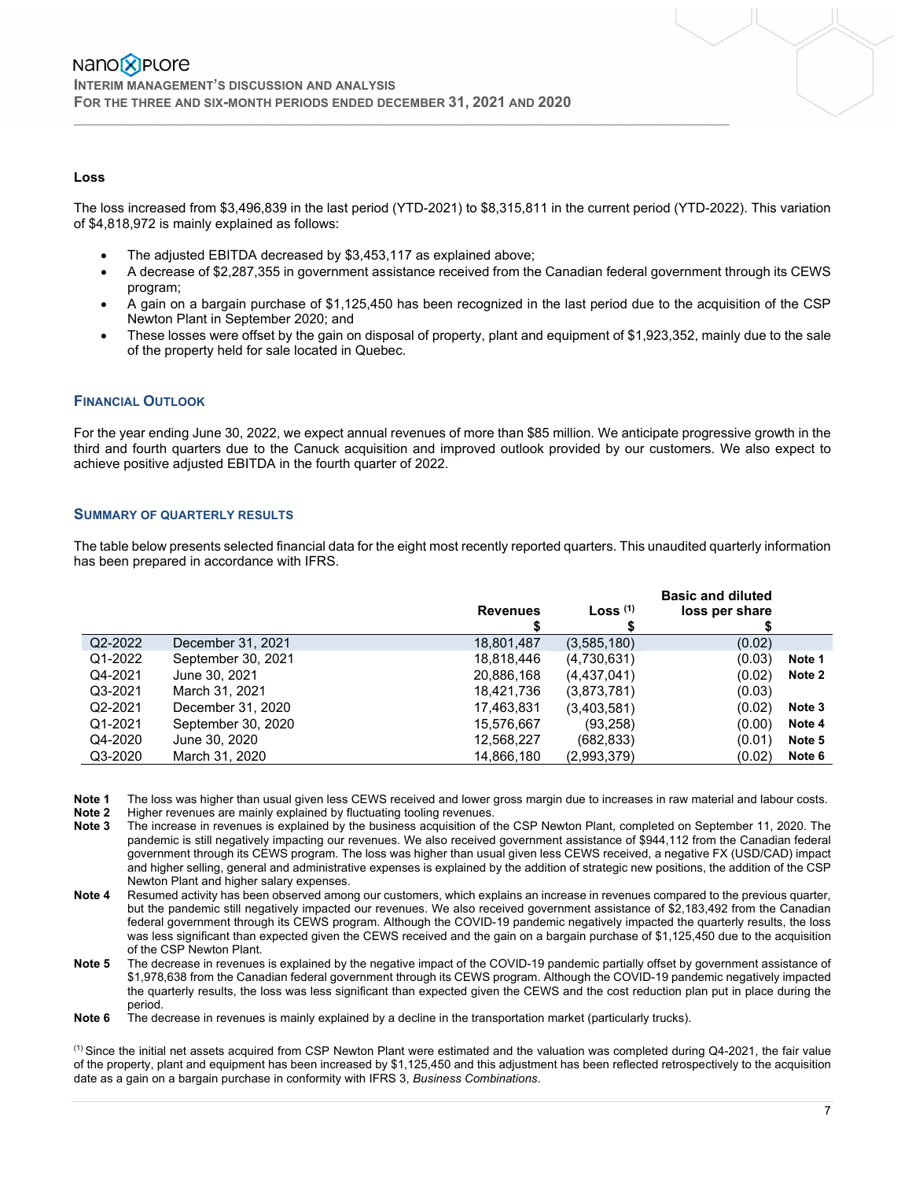### Loss

The loss increased from $3,496,839 in the last period (YTD-2021) to $8,315,811 in the current period (YTD-2022). This variation of $4,818,972 is mainly explained as follows:

- The adjusted EBITDA decreased by $3,453,117 as explained above;
- A decrease of $2,287,355 in government assistance received from the Canadian federal government through its CEWS program;
- A gain on a bargain purchase of $1,125,450 has been recognized in the last period due to the acquisition of the CSP Newton Plant in September 2020; and
- These losses were offset by the gain on disposal of property, plant and equipment of $1,923,352, mainly due to the sale of the property held for sale located in Quebec.

## FINANCIAL OUTLOOK

For the year ending June 30, 2022, we expect annual revenues of more than $85 million. We anticipate progressive growth in the third and fourth quarters due to the Canuck acquisition and improved outlook provided by our customers. We also expect to achieve positive adjusted EBITDA in the fourth quarter of 2022.

## SUMMARY OF QUARTERLY RESULTS

The table below presents selected financial data for the eight most recently reported quarters. This unaudited quarterly information has been prepared in accordance with IFRS.

| | | Revenues<br>$ | Loss [(1)]<br>$ | Basic and diluted loss per share<br>$ | |
|---|---|---|---|---|---|
| Q2-2022 | December 31, 2021 | 18,801,487 | (3,585,180) | (0.02) | |
| Q1-2022 | September 30, 2021 | 18,818,446 | (4,730,631) | (0.03) | Note 1 |
| Q4-2021 | June 30, 2021 | 20,886,168 | (4,437,041) | (0.02) | Note 2 |
| Q3-2021 | March 31, 2021 | 18,421,736 | (3,873,781) | (0.03) | |
| Q2-2021 | December 31, 2020 | 17,463,831 | (3,403,581) | (0.02) | Note 3 |
| Q1-2021 | September 30, 2020 | 15,576,667 | (93,258) | (0.00) | Note 4 |
| Q4-2020 | June 30, 2020 | 12,568,227 | (682,833) | (0.01) | Note 5 |
| Q3-2020 | March 31, 2020 | 14,866,180 | (2,993,379) | (0.02) | Note 6 |

**Note 1** The loss was higher than usual given less CEWS received and lower gross margin due to increases in raw material and labour costs.

**Note 2** Higher revenues are mainly explained by fluctuating tooling revenues.

**Note 3** The increase in revenues is explained by the business acquisition of the CSP Newton Plant, completed on September 11, 2020. The pandemic is still negatively impacting our revenues. We also received government assistance of $944,112 from the Canadian federal government through its CEWS program. The loss was higher than usual given less CEWS received, a negative FX (USD/CAD) impact and higher selling, general and administrative expenses is explained by the addition of strategic new positions, the addition of the CSP Newton Plant and higher salary expenses.

**Note 4** Resumed activity has been observed among our customers, which explains an increase in revenues compared to the previous quarter, but the pandemic still negatively impacted our revenues. We also received government assistance of $2,183,492 from the Canadian federal government through its CEWS program. Although the COVID-19 pandemic negatively impacted the quarterly results, the loss was less significant than expected given the CEWS received and the gain on a bargain purchase of $1,125,450 due to the acquisition of the CSP Newton Plant.

**Note 5** The decrease in revenues is explained by the negative impact of the COVID-19 pandemic partially offset by government assistance of $1,978,638 from the Canadian federal government through its CEWS program. Although the COVID-19 pandemic negatively impacted the quarterly results, the loss was less significant than expected given the CEWS and the cost reduction plan put in place during the period.

**Note 6** The decrease in revenues is mainly explained by a decline in the transportation market (particularly trucks).

(1) Since the initial net assets acquired from CSP Newton Plant were estimated and the valuation was completed during Q4-2021, the fair value of the property, plant and equipment has been increased by $1,125,450 and this adjustment has been reflected retrospectively to the acquisition date as a gain on a bargain purchase in conformity with IFRS 3, *Business Combinations*.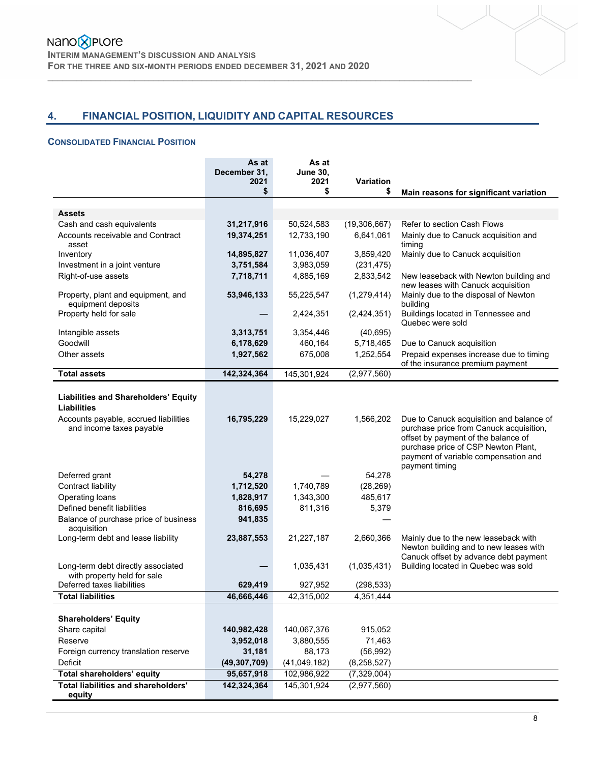## 4. FINANCIAL POSITION, LIQUIDITY AND CAPITAL RESOURCES

### CONSOLIDATED FINANCIAL POSITION

| | As at December 31, 2021 $ | As at June 30, 2021 $ | Variation $ | Main reasons for significant variation |
|---|---|---|---|---|
| **Assets** | | | | |
| Cash and cash equivalents | **31,217,916** | 50,524,583 | (19,306,667) | Refer to section Cash Flows |
| Accounts receivable and Contract asset | **19,374,251** | 12,733,190 | 6,641,061 | Mainly due to Canuck acquisition and timing |
| Inventory | **14,895,827** | 11,036,407 | 3,859,420 | Mainly due to Canuck acquisition |
| Investment in a joint venture | **3,751,584** | 3,983,059 | (231,475) | |
| Right-of-use assets | **7,718,711** | 4,885,169 | 2,833,542 | New leaseback with Newton building and new leases with Canuck acquisition |
| Property, plant and equipment, and equipment deposits | **53,946,133** | 55,225,547 | (1,279,414) | Mainly due to the disposal of Newton building |
| Property held for sale | **—** | 2,424,351 | (2,424,351) | Buildings located in Tennessee and Quebec were sold |
| Intangible assets | **3,313,751** | 3,354,446 | (40,695) | |
| Goodwill | **6,178,629** | 460,164 | 5,718,465 | Due to Canuck acquisition |
| Other assets | **1,927,562** | 675,008 | 1,252,554 | Prepaid expenses increase due to timing of the insurance premium payment |
| **Total assets** | **142,324,364** | 145,301,924 | (2,977,560) | |
| **Liabilities and Shareholders' Equity** | | | | |
| **Liabilities** | | | | |
| Accounts payable, accrued liabilities and income taxes payable | **16,795,229** | 15,229,027 | 1,566,202 | Due to Canuck acquisition and balance of purchase price from Canuck acquisition, offset by payment of the balance of purchase price of CSP Newton Plant, payment of variable compensation and payment timing |
| Deferred grant | **54,278** | — | 54,278 | |
| Contract liability | **1,712,520** | 1,740,789 | (28,269) | |
| Operating loans | **1,828,917** | 1,343,300 | 485,617 | |
| Defined benefit liabilities | **816,695** | 811,316 | 5,379 | |
| Balance of purchase price of business acquisition | **941,835** | | — | |
| Long-term debt and lease liability | **23,887,553** | 21,227,187 | 2,660,366 | Mainly due to the new leaseback with Newton building and to new leases with Canuck offset by advance debt payment |
| Long-term debt directly associated with property held for sale | **—** | 1,035,431 | (1,035,431) | Building located in Quebec was sold |
| Deferred taxes liabilities | **629,419** | 927,952 | (298,533) | |
| **Total liabilities** | **46,666,446** | 42,315,002 | 4,351,444 | |
| **Shareholders' Equity** | | | | |
| Share capital | **140,982,428** | 140,067,376 | 915,052 | |
| Reserve | **3,952,018** | 3,880,555 | 71,463 | |
| Foreign currency translation reserve | **31,181** | 88,173 | (56,992) | |
| Deficit | **(49,307,709)** | (41,049,182) | (8,258,527) | |
| **Total shareholders' equity** | **95,657,918** | 102,986,922 | (7,329,004) | |
| **Total liabilities and shareholders' equity** | **142,324,364** | 145,301,924 | (2,977,560) | |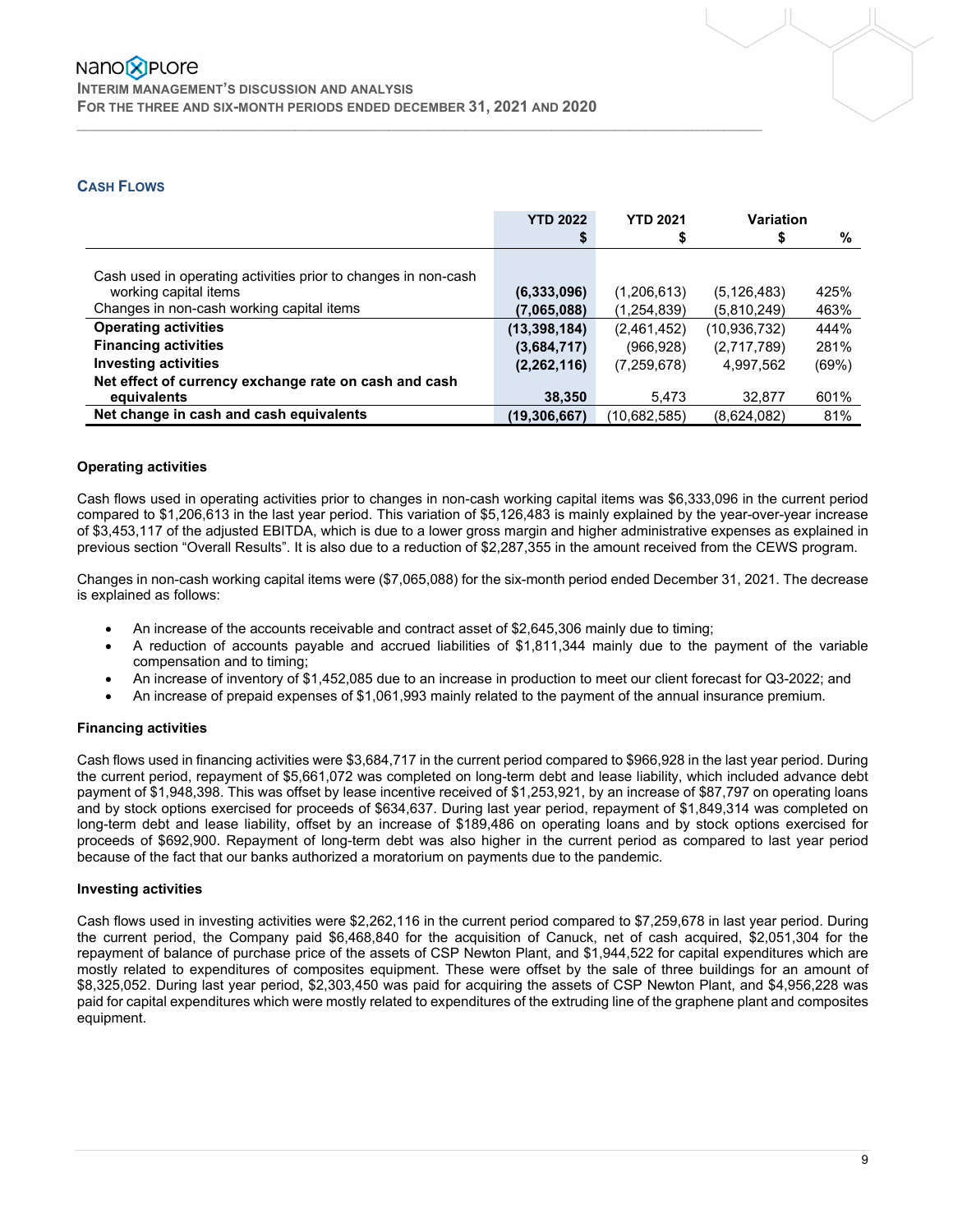## Cash Flows

| | YTD 2022 | YTD 2021 | Variation | |
|---|---|---|---|---|
| | $ | $ | $ | % |
| Cash used in operating activities prior to changes in non-cash working capital items | **(6,333,096)** | (1,206,613) | (5,126,483) | 425% |
| Changes in non-cash working capital items | **(7,065,088)** | (1,254,839) | (5,810,249) | 463% |
| **Operating activities** | **(13,398,184)** | (2,461,452) | (10,936,732) | 444% |
| **Financing activities** | **(3,684,717)** | (966,928) | (2,717,789) | 281% |
| **Investing activities** | **(2,262,116)** | (7,259,678) | 4,997,562 | (69%) |
| **Net effect of currency exchange rate on cash and cash equivalents** | **38,350** | 5,473 | 32,877 | 601% |
| **Net change in cash and cash equivalents** | **(19,306,667)** | (10,682,585) | (8,624,082) | 81% |

### Operating activities

Cash flows used in operating activities prior to changes in non-cash working capital items was $6,333,096 in the current period compared to $1,206,613 in the last year period. This variation of $5,126,483 is mainly explained by the year-over-year increase of $3,453,117 of the adjusted EBITDA, which is due to a lower gross margin and higher administrative expenses as explained in previous section "Overall Results". It is also due to a reduction of $2,287,355 in the amount received from the CEWS program.

Changes in non-cash working capital items were ($7,065,088) for the six-month period ended December 31, 2021. The decrease is explained as follows:

- An increase of the accounts receivable and contract asset of $2,645,306 mainly due to timing;
- A reduction of accounts payable and accrued liabilities of $1,811,344 mainly due to the payment of the variable compensation and to timing;
- An increase of inventory of $1,452,085 due to an increase in production to meet our client forecast for Q3-2022; and
- An increase of prepaid expenses of $1,061,993 mainly related to the payment of the annual insurance premium.

### Financing activities

Cash flows used in financing activities were $3,684,717 in the current period compared to $966,928 in the last year period. During the current period, repayment of $5,661,072 was completed on long-term debt and lease liability, which included advance debt payment of $1,948,398. This was offset by lease incentive received of $1,253,921, by an increase of $87,797 on operating loans and by stock options exercised for proceeds of $634,637. During last year period, repayment of $1,849,314 was completed on long-term debt and lease liability, offset by an increase of $189,486 on operating loans and by stock options exercised for proceeds of $692,900. Repayment of long-term debt was also higher in the current period as compared to last year period because of the fact that our banks authorized a moratorium on payments due to the pandemic.

### Investing activities

Cash flows used in investing activities were $2,262,116 in the current period compared to $7,259,678 in last year period. During the current period, the Company paid $6,468,840 for the acquisition of Canuck, net of cash acquired, $2,051,304 for the repayment of balance of purchase price of the assets of CSP Newton Plant, and $1,944,522 for capital expenditures which are mostly related to expenditures of composites equipment. These were offset by the sale of three buildings for an amount of $8,325,052. During last year period, $2,303,450 was paid for acquiring the assets of CSP Newton Plant, and $4,956,228 was paid for capital expenditures which were mostly related to expenditures of the extruding line of the graphene plant and composites equipment.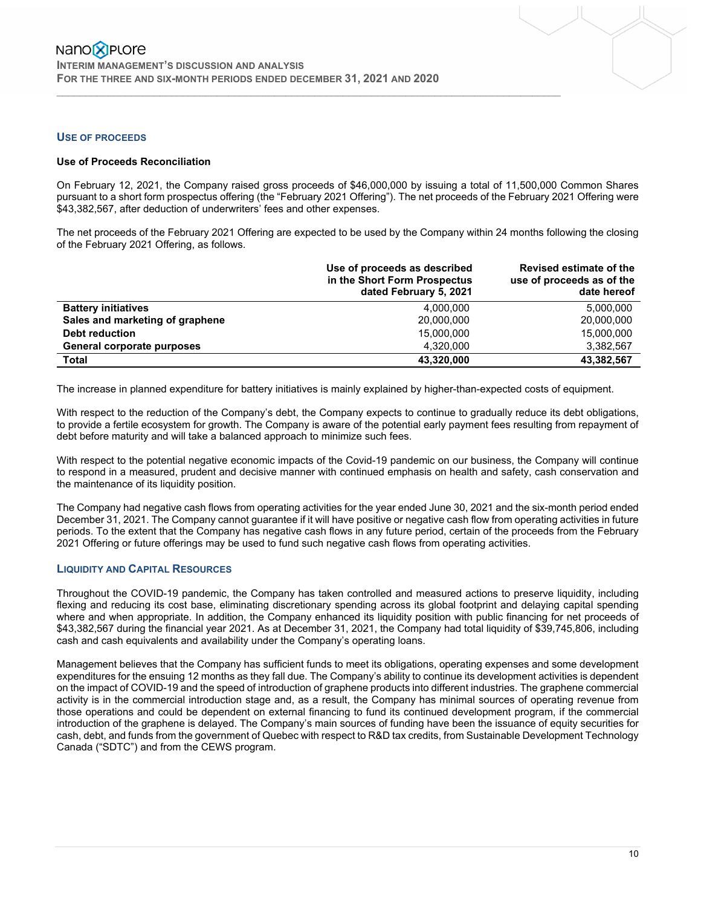## USE OF PROCEEDS

### Use of Proceeds Reconciliation

On February 12, 2021, the Company raised gross proceeds of $46,000,000 by issuing a total of 11,500,000 Common Shares pursuant to a short form prospectus offering (the "February 2021 Offering"). The net proceeds of the February 2021 Offering were $43,382,567, after deduction of underwriters' fees and other expenses.

The net proceeds of the February 2021 Offering are expected to be used by the Company within 24 months following the closing of the February 2021 Offering, as follows.

| | Use of proceeds as described in the Short Form Prospectus dated February 5, 2021 | Revised estimate of the use of proceeds as of the date hereof |
|---|---|---|
| **Battery initiatives** | 4,000,000 | 5,000,000 |
| **Sales and marketing of graphene** | 20,000,000 | 20,000,000 |
| **Debt reduction** | 15,000,000 | 15,000,000 |
| **General corporate purposes** | 4,320,000 | 3,382,567 |
| **Total** | **43,320,000** | **43,382,567** |

The increase in planned expenditure for battery initiatives is mainly explained by higher-than-expected costs of equipment.

With respect to the reduction of the Company's debt, the Company expects to continue to gradually reduce its debt obligations, to provide a fertile ecosystem for growth. The Company is aware of the potential early payment fees resulting from repayment of debt before maturity and will take a balanced approach to minimize such fees.

With respect to the potential negative economic impacts of the Covid-19 pandemic on our business, the Company will continue to respond in a measured, prudent and decisive manner with continued emphasis on health and safety, cash conservation and the maintenance of its liquidity position.

The Company had negative cash flows from operating activities for the year ended June 30, 2021 and the six-month period ended December 31, 2021. The Company cannot guarantee if it will have positive or negative cash flow from operating activities in future periods. To the extent that the Company has negative cash flows in any future period, certain of the proceeds from the February 2021 Offering or future offerings may be used to fund such negative cash flows from operating activities.

## LIQUIDITY AND CAPITAL RESOURCES

Throughout the COVID-19 pandemic, the Company has taken controlled and measured actions to preserve liquidity, including flexing and reducing its cost base, eliminating discretionary spending across its global footprint and delaying capital spending where and when appropriate. In addition, the Company enhanced its liquidity position with public financing for net proceeds of $43,382,567 during the financial year 2021. As at December 31, 2021, the Company had total liquidity of $39,745,806, including cash and cash equivalents and availability under the Company's operating loans.

Management believes that the Company has sufficient funds to meet its obligations, operating expenses and some development expenditures for the ensuing 12 months as they fall due. The Company's ability to continue its development activities is dependent on the impact of COVID-19 and the speed of introduction of graphene products into different industries. The graphene commercial activity is in the commercial introduction stage and, as a result, the Company has minimal sources of operating revenue from those operations and could be dependent on external financing to fund its continued development program, if the commercial introduction of the graphene is delayed. The Company's main sources of funding have been the issuance of equity securities for cash, debt, and funds from the government of Quebec with respect to R&D tax credits, from Sustainable Development Technology Canada ("SDTC") and from the CEWS program.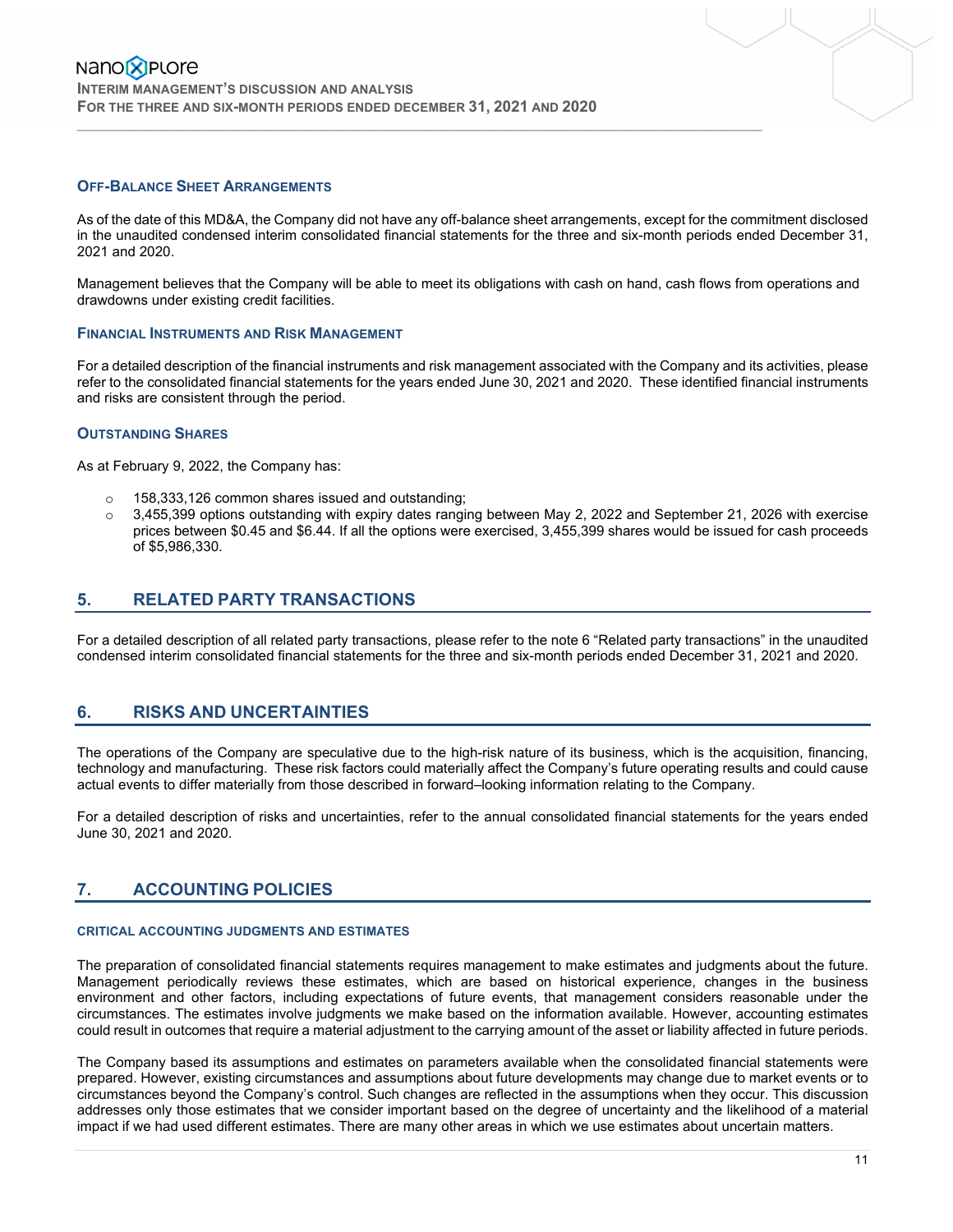### OFF-BALANCE SHEET ARRANGEMENTS

As of the date of this MD&A, the Company did not have any off-balance sheet arrangements, except for the commitment disclosed in the unaudited condensed interim consolidated financial statements for the three and six-month periods ended December 31, 2021 and 2020.

Management believes that the Company will be able to meet its obligations with cash on hand, cash flows from operations and drawdowns under existing credit facilities.

### FINANCIAL INSTRUMENTS AND RISK MANAGEMENT

For a detailed description of the financial instruments and risk management associated with the Company and its activities, please refer to the consolidated financial statements for the years ended June 30, 2021 and 2020. These identified financial instruments and risks are consistent through the period.

### OUTSTANDING SHARES

As at February 9, 2022, the Company has:

- 158,333,126 common shares issued and outstanding;
- 3,455,399 options outstanding with expiry dates ranging between May 2, 2022 and September 21, 2026 with exercise prices between $0.45 and $6.44. If all the options were exercised, 3,455,399 shares would be issued for cash proceeds of $5,986,330.

## 5. RELATED PARTY TRANSACTIONS

For a detailed description of all related party transactions, please refer to the note 6 “Related party transactions” in the unaudited condensed interim consolidated financial statements for the three and six-month periods ended December 31, 2021 and 2020.

## 6. RISKS AND UNCERTAINTIES

The operations of the Company are speculative due to the high-risk nature of its business, which is the acquisition, financing, technology and manufacturing. These risk factors could materially affect the Company’s future operating results and could cause actual events to differ materially from those described in forward–looking information relating to the Company.

For a detailed description of risks and uncertainties, refer to the annual consolidated financial statements for the years ended June 30, 2021 and 2020.

## 7. ACCOUNTING POLICIES

#### CRITICAL ACCOUNTING JUDGMENTS AND ESTIMATES

The preparation of consolidated financial statements requires management to make estimates and judgments about the future. Management periodically reviews these estimates, which are based on historical experience, changes in the business environment and other factors, including expectations of future events, that management considers reasonable under the circumstances. The estimates involve judgments we make based on the information available. However, accounting estimates could result in outcomes that require a material adjustment to the carrying amount of the asset or liability affected in future periods.

The Company based its assumptions and estimates on parameters available when the consolidated financial statements were prepared. However, existing circumstances and assumptions about future developments may change due to market events or to circumstances beyond the Company’s control. Such changes are reflected in the assumptions when they occur. This discussion addresses only those estimates that we consider important based on the degree of uncertainty and the likelihood of a material impact if we had used different estimates. There are many other areas in which we use estimates about uncertain matters.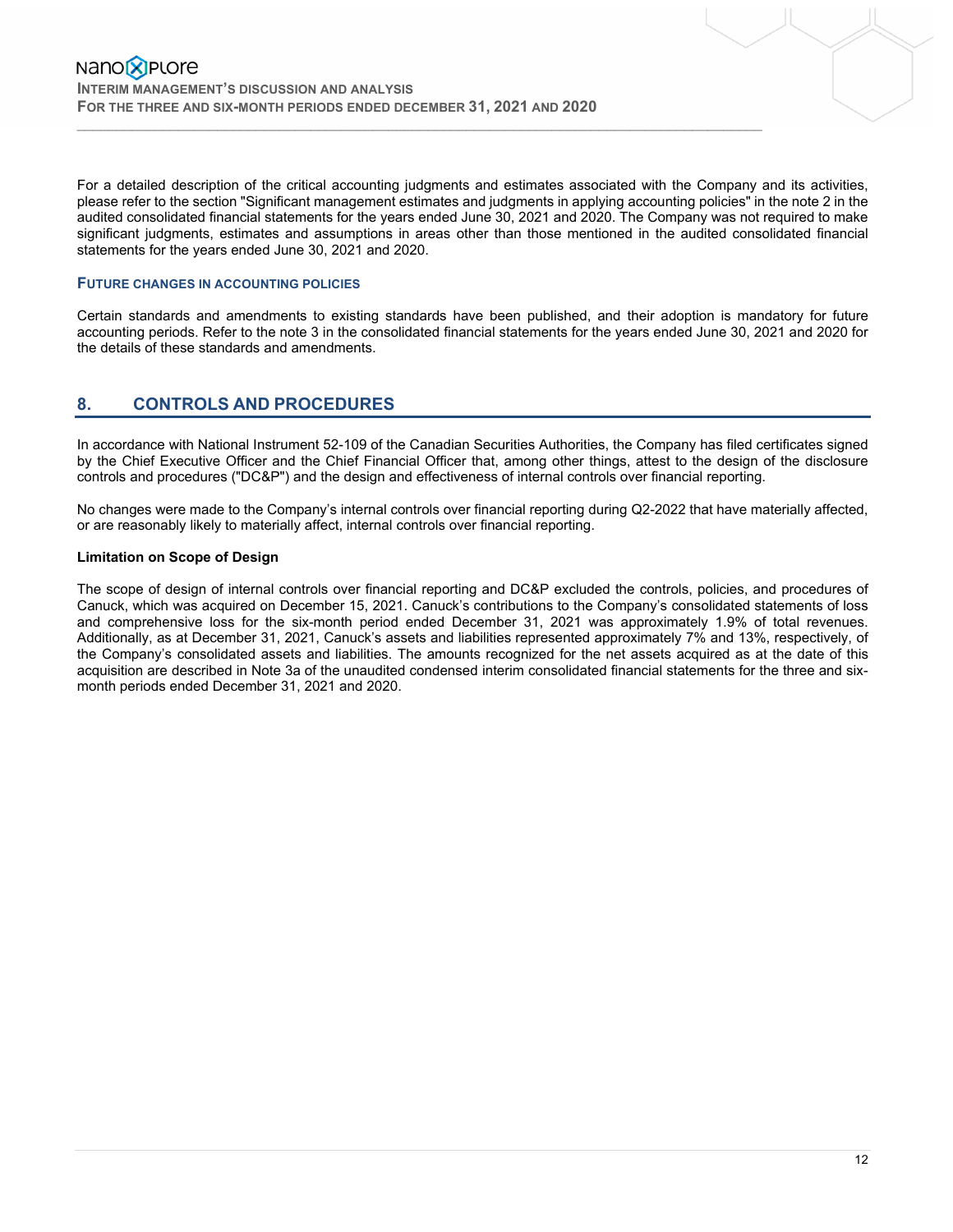For a detailed description of the critical accounting judgments and estimates associated with the Company and its activities, please refer to the section "Significant management estimates and judgments in applying accounting policies" in the note 2 in the audited consolidated financial statements for the years ended June 30, 2021 and 2020. The Company was not required to make significant judgments, estimates and assumptions in areas other than those mentioned in the audited consolidated financial statements for the years ended June 30, 2021 and 2020.

### FUTURE CHANGES IN ACCOUNTING POLICIES

Certain standards and amendments to existing standards have been published, and their adoption is mandatory for future accounting periods. Refer to the note 3 in the consolidated financial statements for the years ended June 30, 2021 and 2020 for the details of these standards and amendments.

## 8. CONTROLS AND PROCEDURES

In accordance with National Instrument 52-109 of the Canadian Securities Authorities, the Company has filed certificates signed by the Chief Executive Officer and the Chief Financial Officer that, among other things, attest to the design of the disclosure controls and procedures ("DC&P") and the design and effectiveness of internal controls over financial reporting.

No changes were made to the Company's internal controls over financial reporting during Q2-2022 that have materially affected, or are reasonably likely to materially affect, internal controls over financial reporting.

**Limitation on Scope of Design**

The scope of design of internal controls over financial reporting and DC&P excluded the controls, policies, and procedures of Canuck, which was acquired on December 15, 2021. Canuck's contributions to the Company's consolidated statements of loss and comprehensive loss for the six-month period ended December 31, 2021 was approximately 1.9% of total revenues. Additionally, as at December 31, 2021, Canuck's assets and liabilities represented approximately 7% and 13%, respectively, of the Company's consolidated assets and liabilities. The amounts recognized for the net assets acquired as at the date of this acquisition are described in Note 3a of the unaudited condensed interim consolidated financial statements for the three and six-month periods ended December 31, 2021 and 2020.